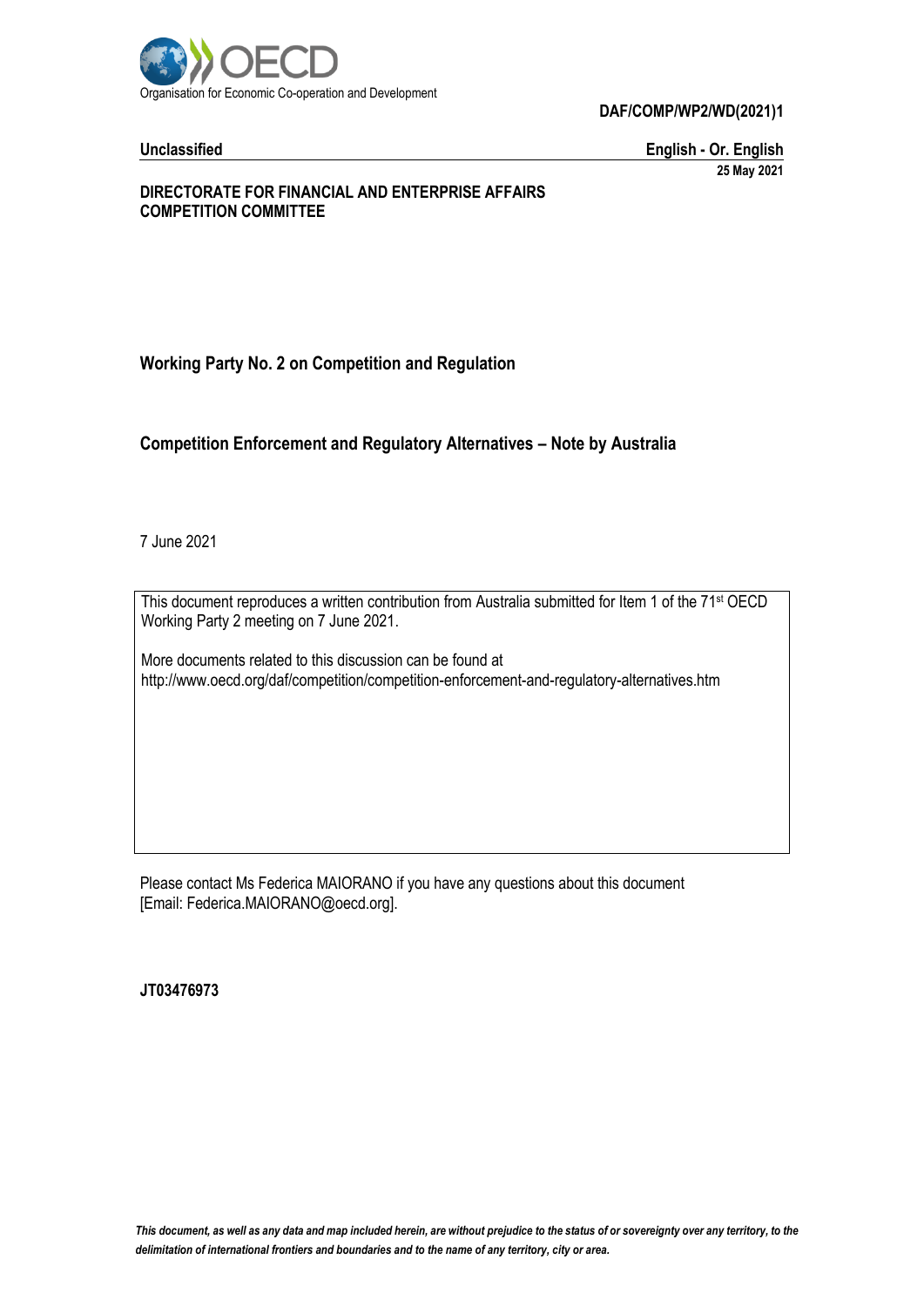Organisation for Economic Co-operation and Development

**DAF/COMP/WP2/WD(2021)1**

**Unclassified** **English - Or. English**

**25 May 2021**

**DIRECTORATE FOR FINANCIAL AND ENTERPRISE AFFAIRS**
**COMPETITION COMMITTEE**

## Working Party No. 2 on Competition and Regulation

# Competition Enforcement and Regulatory Alternatives – Note by Australia

7 June 2021

This document reproduces a written contribution from Australia submitted for Item 1 of the 71st OECD Working Party 2 meeting on 7 June 2021.

More documents related to this discussion can be found at
http://www.oecd.org/daf/competition/competition-enforcement-and-regulatory-alternatives.htm

Please contact Ms Federica MAIORANO if you have any questions about this document [Email: Federica.MAIORANO@oecd.org].

**JT03476973**

*This document, as well as any data and map included herein, are without prejudice to the status of or sovereignty over any territory, to the delimitation of international frontiers and boundaries and to the name of any territory, city or area.*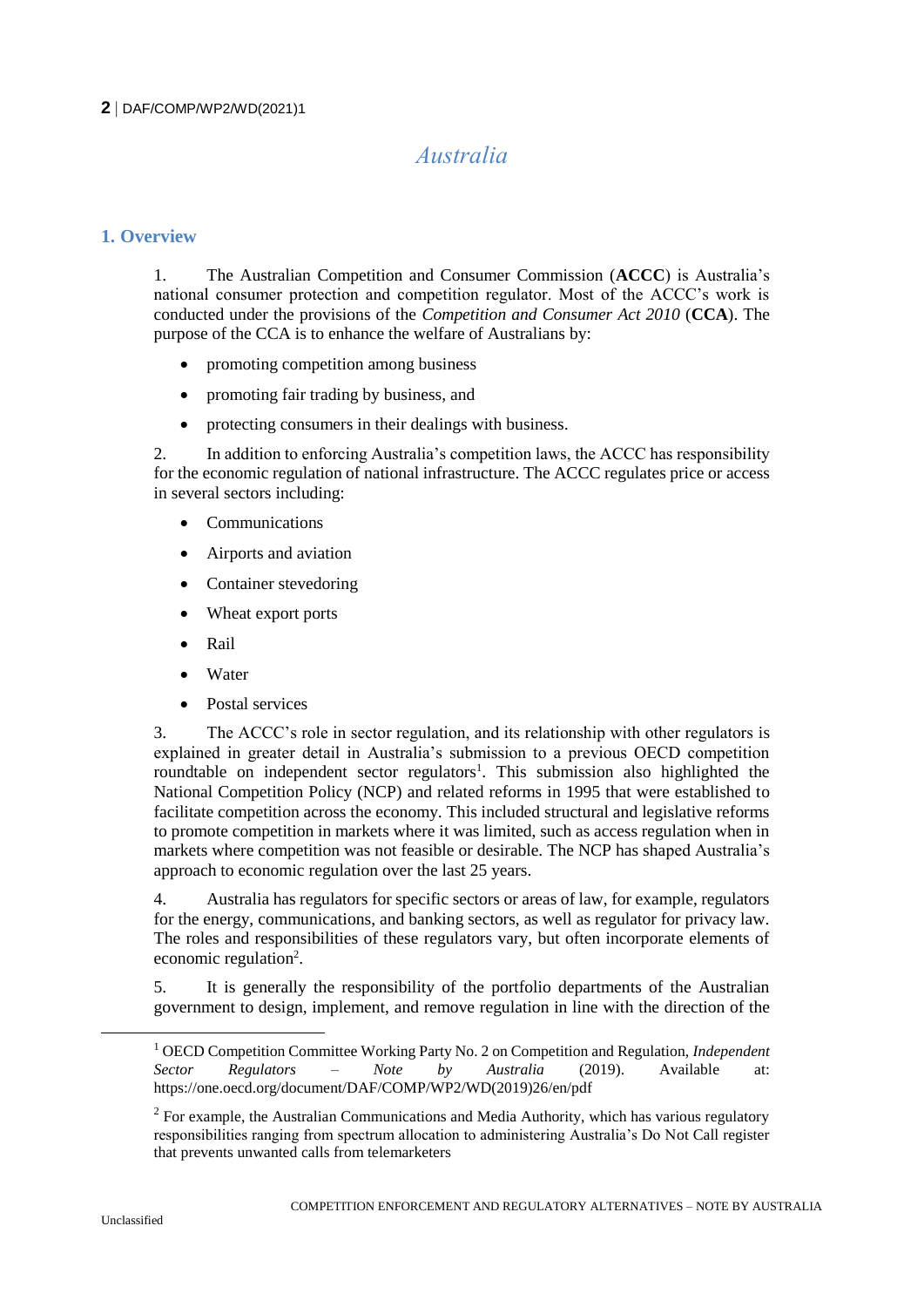# Australia

## 1. Overview

1. The Australian Competition and Consumer Commission (**ACCC**) is Australia's national consumer protection and competition regulator. Most of the ACCC's work is conducted under the provisions of the *Competition and Consumer Act 2010* (**CCA**). The purpose of the CCA is to enhance the welfare of Australians by:

- promoting competition among business
- promoting fair trading by business, and
- protecting consumers in their dealings with business.

2. In addition to enforcing Australia's competition laws, the ACCC has responsibility for the economic regulation of national infrastructure. The ACCC regulates price or access in several sectors including:

- Communications
- Airports and aviation
- Container stevedoring
- Wheat export ports
- Rail
- Water
- Postal services

3. The ACCC's role in sector regulation, and its relationship with other regulators is explained in greater detail in Australia's submission to a previous OECD competition roundtable on independent sector regulators[1]. This submission also highlighted the National Competition Policy (NCP) and related reforms in 1995 that were established to facilitate competition across the economy. This included structural and legislative reforms to promote competition in markets where it was limited, such as access regulation when in markets where competition was not feasible or desirable. The NCP has shaped Australia's approach to economic regulation over the last 25 years.

4. Australia has regulators for specific sectors or areas of law, for example, regulators for the energy, communications, and banking sectors, as well as regulator for privacy law. The roles and responsibilities of these regulators vary, but often incorporate elements of economic regulation[2].

5. It is generally the responsibility of the portfolio departments of the Australian government to design, implement, and remove regulation in line with the direction of the

---

[1] OECD Competition Committee Working Party No. 2 on Competition and Regulation, *Independent Sector Regulators – Note by Australia* (2019). Available at: https://one.oecd.org/document/DAF/COMP/WP2/WD(2019)26/en/pdf

[2] For example, the Australian Communications and Media Authority, which has various regulatory responsibilities ranging from spectrum allocation to administering Australia's Do Not Call register that prevents unwanted calls from telemarketers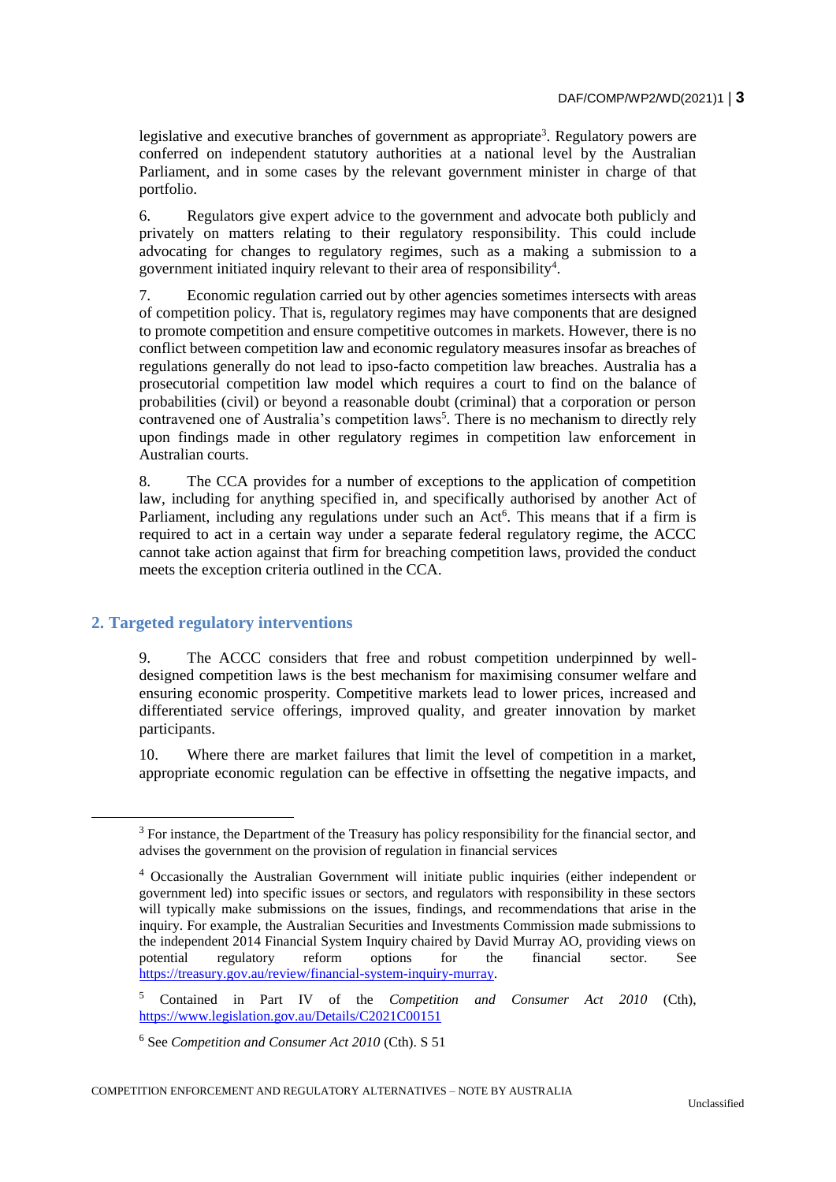legislative and executive branches of government as appropriate[3]. Regulatory powers are conferred on independent statutory authorities at a national level by the Australian Parliament, and in some cases by the relevant government minister in charge of that portfolio.

6. Regulators give expert advice to the government and advocate both publicly and privately on matters relating to their regulatory responsibility. This could include advocating for changes to regulatory regimes, such as a making a submission to a government initiated inquiry relevant to their area of responsibility[4].

7. Economic regulation carried out by other agencies sometimes intersects with areas of competition policy. That is, regulatory regimes may have components that are designed to promote competition and ensure competitive outcomes in markets. However, there is no conflict between competition law and economic regulatory measures insofar as breaches of regulations generally do not lead to ipso-facto competition law breaches. Australia has a prosecutorial competition law model which requires a court to find on the balance of probabilities (civil) or beyond a reasonable doubt (criminal) that a corporation or person contravened one of Australia's competition laws[5]. There is no mechanism to directly rely upon findings made in other regulatory regimes in competition law enforcement in Australian courts.

8. The CCA provides for a number of exceptions to the application of competition law, including for anything specified in, and specifically authorised by another Act of Parliament, including any regulations under such an Act[6]. This means that if a firm is required to act in a certain way under a separate federal regulatory regime, the ACCC cannot take action against that firm for breaching competition laws, provided the conduct meets the exception criteria outlined in the CCA.

## 2. Targeted regulatory interventions

9. The ACCC considers that free and robust competition underpinned by well-designed competition laws is the best mechanism for maximising consumer welfare and ensuring economic prosperity. Competitive markets lead to lower prices, increased and differentiated service offerings, improved quality, and greater innovation by market participants.

10. Where there are market failures that limit the level of competition in a market, appropriate economic regulation can be effective in offsetting the negative impacts, and

---

[3] For instance, the Department of the Treasury has policy responsibility for the financial sector, and advises the government on the provision of regulation in financial services

[4] Occasionally the Australian Government will initiate public inquiries (either independent or government led) into specific issues or sectors, and regulators with responsibility in these sectors will typically make submissions on the issues, findings, and recommendations that arise in the inquiry. For example, the Australian Securities and Investments Commission made submissions to the independent 2014 Financial System Inquiry chaired by David Murray AO, providing views on potential regulatory reform options for the financial sector. See https://treasury.gov.au/review/financial-system-inquiry-murray.

[5] Contained in Part IV of the *Competition and Consumer Act 2010* (Cth), https://www.legislation.gov.au/Details/C2021C00151

[6] See *Competition and Consumer Act 2010* (Cth). S 51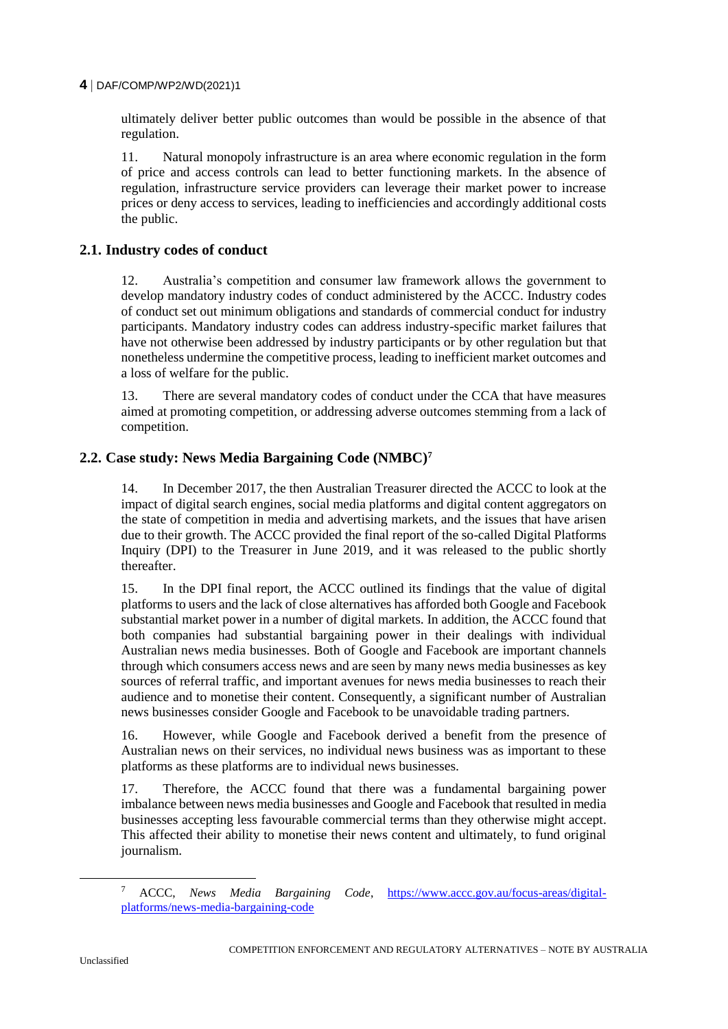ultimately deliver better public outcomes than would be possible in the absence of that regulation.

11. Natural monopoly infrastructure is an area where economic regulation in the form of price and access controls can lead to better functioning markets. In the absence of regulation, infrastructure service providers can leverage their market power to increase prices or deny access to services, leading to inefficiencies and accordingly additional costs the public.

## 2.1. Industry codes of conduct

12. Australia's competition and consumer law framework allows the government to develop mandatory industry codes of conduct administered by the ACCC. Industry codes of conduct set out minimum obligations and standards of commercial conduct for industry participants. Mandatory industry codes can address industry-specific market failures that have not otherwise been addressed by industry participants or by other regulation but that nonetheless undermine the competitive process, leading to inefficient market outcomes and a loss of welfare for the public.

13. There are several mandatory codes of conduct under the CCA that have measures aimed at promoting competition, or addressing adverse outcomes stemming from a lack of competition.

## 2.2. Case study: News Media Bargaining Code (NMBC)[7]

14. In December 2017, the then Australian Treasurer directed the ACCC to look at the impact of digital search engines, social media platforms and digital content aggregators on the state of competition in media and advertising markets, and the issues that have arisen due to their growth. The ACCC provided the final report of the so-called Digital Platforms Inquiry (DPI) to the Treasurer in June 2019, and it was released to the public shortly thereafter.

15. In the DPI final report, the ACCC outlined its findings that the value of digital platforms to users and the lack of close alternatives has afforded both Google and Facebook substantial market power in a number of digital markets. In addition, the ACCC found that both companies had substantial bargaining power in their dealings with individual Australian news media businesses. Both of Google and Facebook are important channels through which consumers access news and are seen by many news media businesses as key sources of referral traffic, and important avenues for news media businesses to reach their audience and to monetise their content. Consequently, a significant number of Australian news businesses consider Google and Facebook to be unavoidable trading partners.

16. However, while Google and Facebook derived a benefit from the presence of Australian news on their services, no individual news business was as important to these platforms as these platforms are to individual news businesses.

17. Therefore, the ACCC found that there was a fundamental bargaining power imbalance between news media businesses and Google and Facebook that resulted in media businesses accepting less favourable commercial terms than they otherwise might accept. This affected their ability to monetise their news content and ultimately, to fund original journalism.

---

[7] ACCC, *News Media Bargaining Code*, https://www.accc.gov.au/focus-areas/digital-platforms/news-media-bargaining-code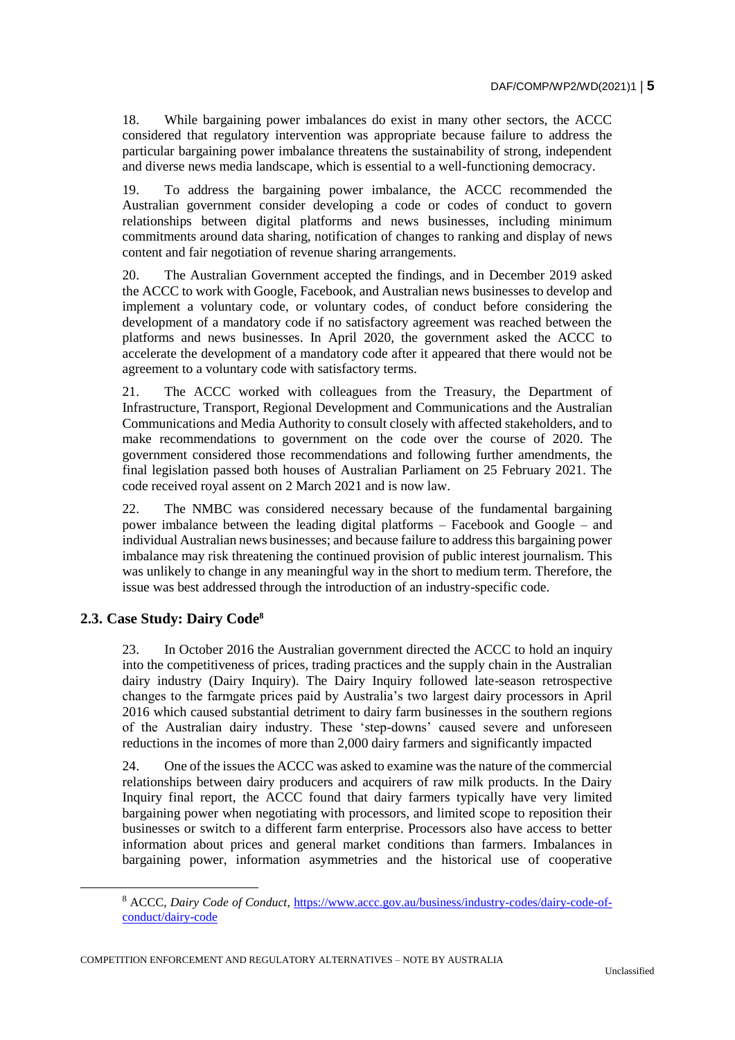18. While bargaining power imbalances do exist in many other sectors, the ACCC considered that regulatory intervention was appropriate because failure to address the particular bargaining power imbalance threatens the sustainability of strong, independent and diverse news media landscape, which is essential to a well-functioning democracy.

19. To address the bargaining power imbalance, the ACCC recommended the Australian government consider developing a code or codes of conduct to govern relationships between digital platforms and news businesses, including minimum commitments around data sharing, notification of changes to ranking and display of news content and fair negotiation of revenue sharing arrangements.

20. The Australian Government accepted the findings, and in December 2019 asked the ACCC to work with Google, Facebook, and Australian news businesses to develop and implement a voluntary code, or voluntary codes, of conduct before considering the development of a mandatory code if no satisfactory agreement was reached between the platforms and news businesses. In April 2020, the government asked the ACCC to accelerate the development of a mandatory code after it appeared that there would not be agreement to a voluntary code with satisfactory terms.

21. The ACCC worked with colleagues from the Treasury, the Department of Infrastructure, Transport, Regional Development and Communications and the Australian Communications and Media Authority to consult closely with affected stakeholders, and to make recommendations to government on the code over the course of 2020. The government considered those recommendations and following further amendments, the final legislation passed both houses of Australian Parliament on 25 February 2021. The code received royal assent on 2 March 2021 and is now law.

22. The NMBC was considered necessary because of the fundamental bargaining power imbalance between the leading digital platforms – Facebook and Google – and individual Australian news businesses; and because failure to address this bargaining power imbalance may risk threatening the continued provision of public interest journalism. This was unlikely to change in any meaningful way in the short to medium term. Therefore, the issue was best addressed through the introduction of an industry-specific code.

### 2.3. Case Study: Dairy Code[8]

23. In October 2016 the Australian government directed the ACCC to hold an inquiry into the competitiveness of prices, trading practices and the supply chain in the Australian dairy industry (Dairy Inquiry). The Dairy Inquiry followed late-season retrospective changes to the farmgate prices paid by Australia's two largest dairy processors in April 2016 which caused substantial detriment to dairy farm businesses in the southern regions of the Australian dairy industry. These 'step-downs' caused severe and unforeseen reductions in the incomes of more than 2,000 dairy farmers and significantly impacted

24. One of the issues the ACCC was asked to examine was the nature of the commercial relationships between dairy producers and acquirers of raw milk products. In the Dairy Inquiry final report, the ACCC found that dairy farmers typically have very limited bargaining power when negotiating with processors, and limited scope to reposition their businesses or switch to a different farm enterprise. Processors also have access to better information about prices and general market conditions than farmers. Imbalances in bargaining power, information asymmetries and the historical use of cooperative

---

[8] ACCC, *Dairy Code of Conduct*, https://www.accc.gov.au/business/industry-codes/dairy-code-of-conduct/dairy-code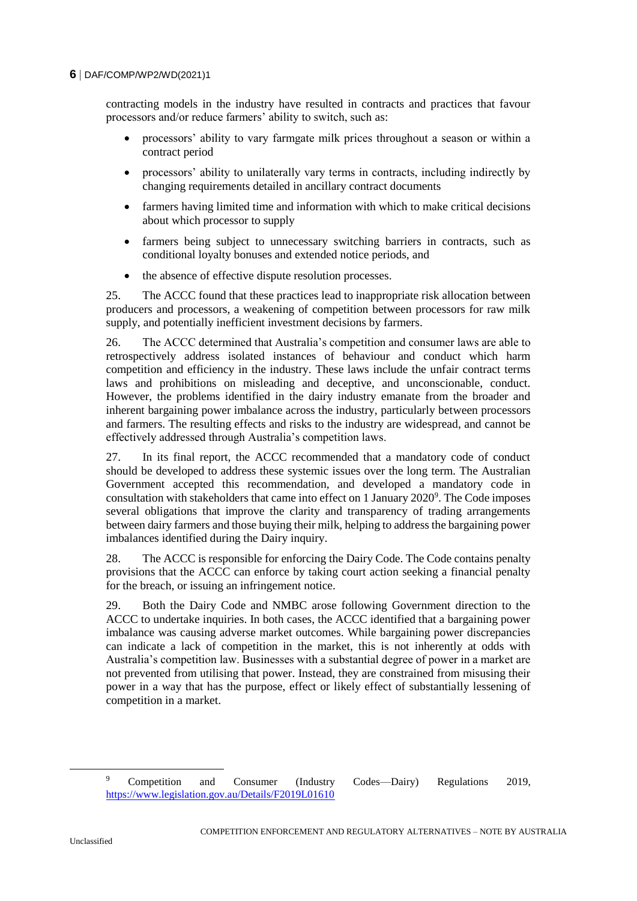contracting models in the industry have resulted in contracts and practices that favour processors and/or reduce farmers' ability to switch, such as:

- processors' ability to vary farmgate milk prices throughout a season or within a contract period
- processors' ability to unilaterally vary terms in contracts, including indirectly by changing requirements detailed in ancillary contract documents
- farmers having limited time and information with which to make critical decisions about which processor to supply
- farmers being subject to unnecessary switching barriers in contracts, such as conditional loyalty bonuses and extended notice periods, and
- the absence of effective dispute resolution processes.

25. The ACCC found that these practices lead to inappropriate risk allocation between producers and processors, a weakening of competition between processors for raw milk supply, and potentially inefficient investment decisions by farmers.

26. The ACCC determined that Australia's competition and consumer laws are able to retrospectively address isolated instances of behaviour and conduct which harm competition and efficiency in the industry. These laws include the unfair contract terms laws and prohibitions on misleading and deceptive, and unconscionable, conduct. However, the problems identified in the dairy industry emanate from the broader and inherent bargaining power imbalance across the industry, particularly between processors and farmers. The resulting effects and risks to the industry are widespread, and cannot be effectively addressed through Australia's competition laws.

27. In its final report, the ACCC recommended that a mandatory code of conduct should be developed to address these systemic issues over the long term. The Australian Government accepted this recommendation, and developed a mandatory code in consultation with stakeholders that came into effect on 1 January 2020[9]. The Code imposes several obligations that improve the clarity and transparency of trading arrangements between dairy farmers and those buying their milk, helping to address the bargaining power imbalances identified during the Dairy inquiry.

28. The ACCC is responsible for enforcing the Dairy Code. The Code contains penalty provisions that the ACCC can enforce by taking court action seeking a financial penalty for the breach, or issuing an infringement notice.

29. Both the Dairy Code and NMBC arose following Government direction to the ACCC to undertake inquiries. In both cases, the ACCC identified that a bargaining power imbalance was causing adverse market outcomes. While bargaining power discrepancies can indicate a lack of competition in the market, this is not inherently at odds with Australia's competition law. Businesses with a substantial degree of power in a market are not prevented from utilising that power. Instead, they are constrained from misusing their power in a way that has the purpose, effect or likely effect of substantially lessening of competition in a market.

[9] Competition and Consumer (Industry Codes—Dairy) Regulations 2019, https://www.legislation.gov.au/Details/F2019L01610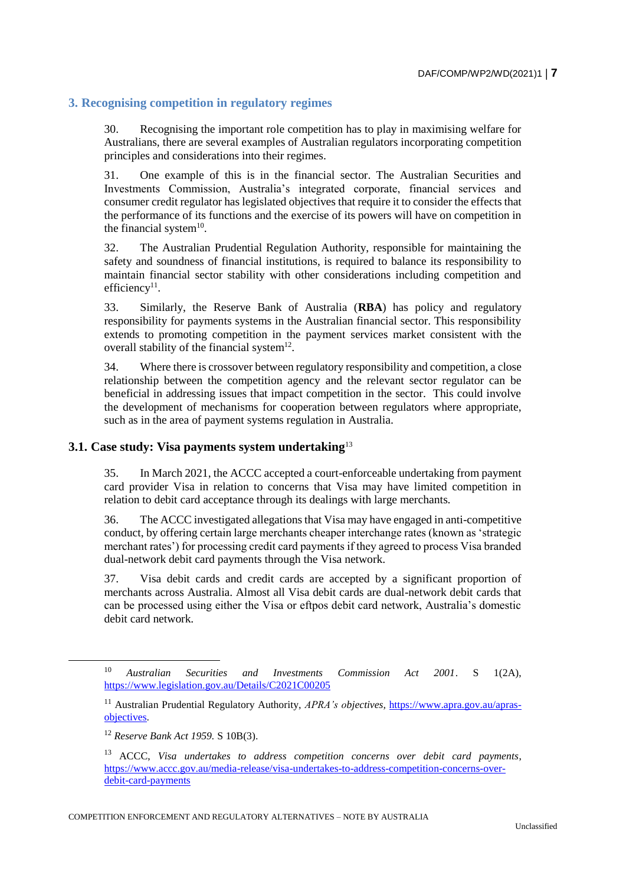## 3. Recognising competition in regulatory regimes

30. Recognising the important role competition has to play in maximising welfare for Australians, there are several examples of Australian regulators incorporating competition principles and considerations into their regimes.

31. One example of this is in the financial sector. The Australian Securities and Investments Commission, Australia's integrated corporate, financial services and consumer credit regulator has legislated objectives that require it to consider the effects that the performance of its functions and the exercise of its powers will have on competition in the financial system[10].

32. The Australian Prudential Regulation Authority, responsible for maintaining the safety and soundness of financial institutions, is required to balance its responsibility to maintain financial sector stability with other considerations including competition and efficiency[11].

33. Similarly, the Reserve Bank of Australia (**RBA**) has policy and regulatory responsibility for payments systems in the Australian financial sector. This responsibility extends to promoting competition in the payment services market consistent with the overall stability of the financial system[12].

34. Where there is crossover between regulatory responsibility and competition, a close relationship between the competition agency and the relevant sector regulator can be beneficial in addressing issues that impact competition in the sector. This could involve the development of mechanisms for cooperation between regulators where appropriate, such as in the area of payment systems regulation in Australia.

### 3.1. Case study: Visa payments system undertaking[13]

35. In March 2021, the ACCC accepted a court-enforceable undertaking from payment card provider Visa in relation to concerns that Visa may have limited competition in relation to debit card acceptance through its dealings with large merchants.

36. The ACCC investigated allegations that Visa may have engaged in anti-competitive conduct, by offering certain large merchants cheaper interchange rates (known as 'strategic merchant rates') for processing credit card payments if they agreed to process Visa branded dual-network debit card payments through the Visa network.

37. Visa debit cards and credit cards are accepted by a significant proportion of merchants across Australia. Almost all Visa debit cards are dual-network debit cards that can be processed using either the Visa or eftpos debit card network, Australia's domestic debit card network.

---

[10] *Australian Securities and Investments Commission Act 2001*. S 1(2A), https://www.legislation.gov.au/Details/C2021C00205

[11] Australian Prudential Regulatory Authority, *APRA's objectives,* https://www.apra.gov.au/apras-objectives.

[12] *Reserve Bank Act 1959.* S 10B(3).

[13] ACCC, *Visa undertakes to address competition concerns over debit card payments*, https://www.accc.gov.au/media-release/visa-undertakes-to-address-competition-concerns-over-debit-card-payments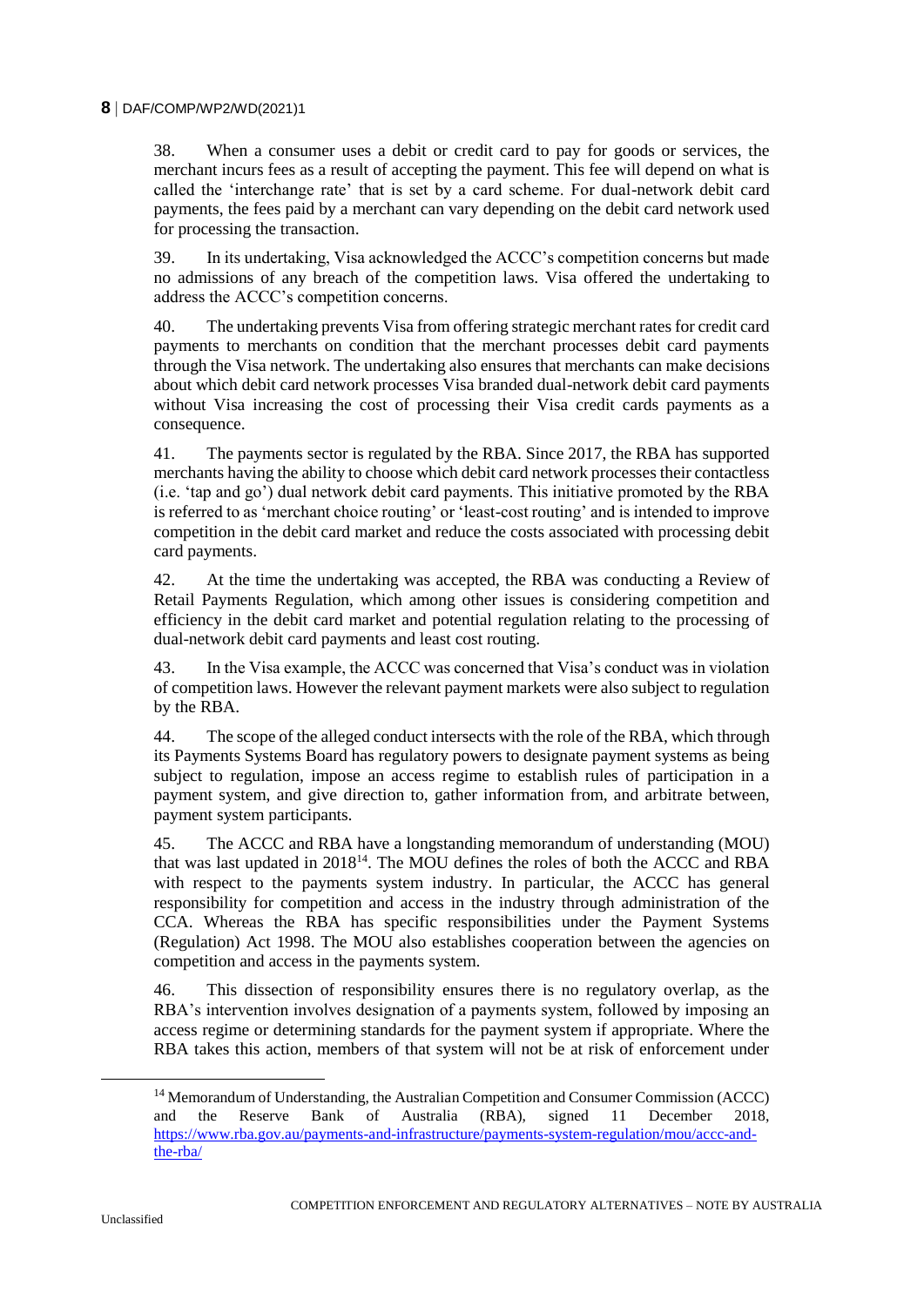38. When a consumer uses a debit or credit card to pay for goods or services, the merchant incurs fees as a result of accepting the payment. This fee will depend on what is called the 'interchange rate' that is set by a card scheme. For dual-network debit card payments, the fees paid by a merchant can vary depending on the debit card network used for processing the transaction.

39. In its undertaking, Visa acknowledged the ACCC's competition concerns but made no admissions of any breach of the competition laws. Visa offered the undertaking to address the ACCC's competition concerns.

40. The undertaking prevents Visa from offering strategic merchant rates for credit card payments to merchants on condition that the merchant processes debit card payments through the Visa network. The undertaking also ensures that merchants can make decisions about which debit card network processes Visa branded dual-network debit card payments without Visa increasing the cost of processing their Visa credit cards payments as a consequence.

41. The payments sector is regulated by the RBA. Since 2017, the RBA has supported merchants having the ability to choose which debit card network processes their contactless (i.e. 'tap and go') dual network debit card payments. This initiative promoted by the RBA is referred to as 'merchant choice routing' or 'least-cost routing' and is intended to improve competition in the debit card market and reduce the costs associated with processing debit card payments.

42. At the time the undertaking was accepted, the RBA was conducting a Review of Retail Payments Regulation, which among other issues is considering competition and efficiency in the debit card market and potential regulation relating to the processing of dual-network debit card payments and least cost routing.

43. In the Visa example, the ACCC was concerned that Visa's conduct was in violation of competition laws. However the relevant payment markets were also subject to regulation by the RBA.

44. The scope of the alleged conduct intersects with the role of the RBA, which through its Payments Systems Board has regulatory powers to designate payment systems as being subject to regulation, impose an access regime to establish rules of participation in a payment system, and give direction to, gather information from, and arbitrate between, payment system participants.

45. The ACCC and RBA have a longstanding memorandum of understanding (MOU) that was last updated in 2018[14]. The MOU defines the roles of both the ACCC and RBA with respect to the payments system industry. In particular, the ACCC has general responsibility for competition and access in the industry through administration of the CCA. Whereas the RBA has specific responsibilities under the Payment Systems (Regulation) Act 1998. The MOU also establishes cooperation between the agencies on competition and access in the payments system.

46. This dissection of responsibility ensures there is no regulatory overlap, as the RBA's intervention involves designation of a payments system, followed by imposing an access regime or determining standards for the payment system if appropriate. Where the RBA takes this action, members of that system will not be at risk of enforcement under

[14] Memorandum of Understanding, the Australian Competition and Consumer Commission (ACCC) and the Reserve Bank of Australia (RBA), signed 11 December 2018, https://www.rba.gov.au/payments-and-infrastructure/payments-system-regulation/mou/accc-and-the-rba/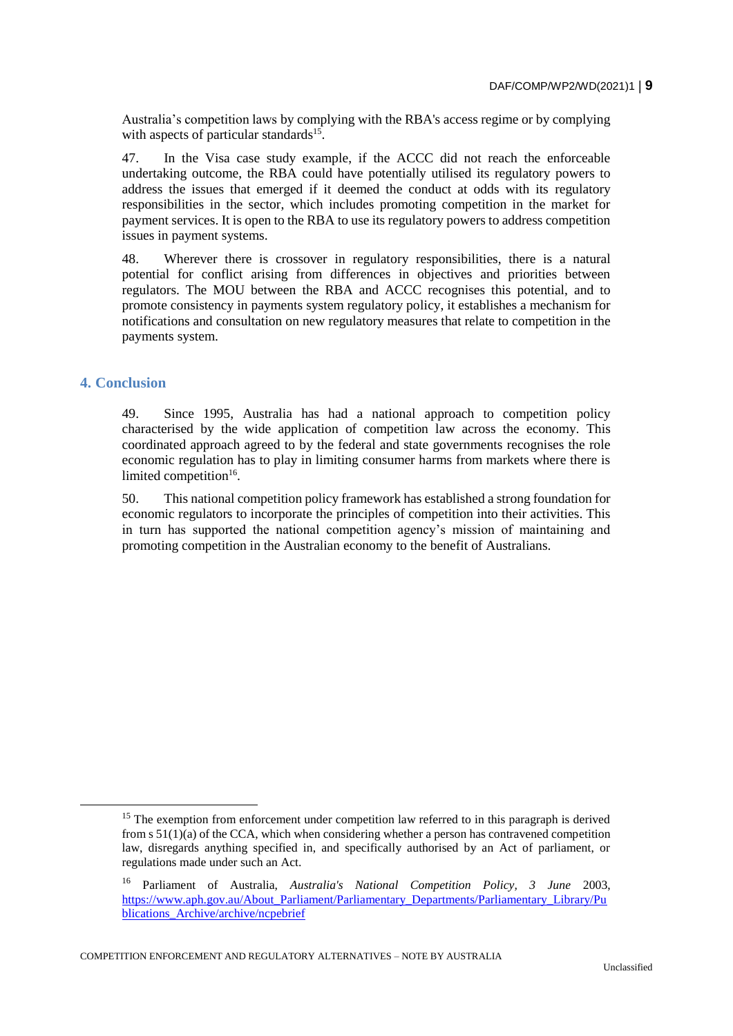Australia's competition laws by complying with the RBA's access regime or by complying with aspects of particular standards[15].

47. In the Visa case study example, if the ACCC did not reach the enforceable undertaking outcome, the RBA could have potentially utilised its regulatory powers to address the issues that emerged if it deemed the conduct at odds with its regulatory responsibilities in the sector, which includes promoting competition in the market for payment services. It is open to the RBA to use its regulatory powers to address competition issues in payment systems.

48. Wherever there is crossover in regulatory responsibilities, there is a natural potential for conflict arising from differences in objectives and priorities between regulators. The MOU between the RBA and ACCC recognises this potential, and to promote consistency in payments system regulatory policy, it establishes a mechanism for notifications and consultation on new regulatory measures that relate to competition in the payments system.

## 4. Conclusion

49. Since 1995, Australia has had a national approach to competition policy characterised by the wide application of competition law across the economy. This coordinated approach agreed to by the federal and state governments recognises the role economic regulation has to play in limiting consumer harms from markets where there is limited competition[16].

50. This national competition policy framework has established a strong foundation for economic regulators to incorporate the principles of competition into their activities. This in turn has supported the national competition agency's mission of maintaining and promoting competition in the Australian economy to the benefit of Australians.

---

[15] The exemption from enforcement under competition law referred to in this paragraph is derived from s 51(1)(a) of the CCA, which when considering whether a person has contravened competition law, disregards anything specified in, and specifically authorised by an Act of parliament, or regulations made under such an Act.

[16] Parliament of Australia, *Australia's National Competition Policy, 3 June* 2003, https://www.aph.gov.au/About_Parliament/Parliamentary_Departments/Parliamentary_Library/Publications_Archive/archive/ncpebrief